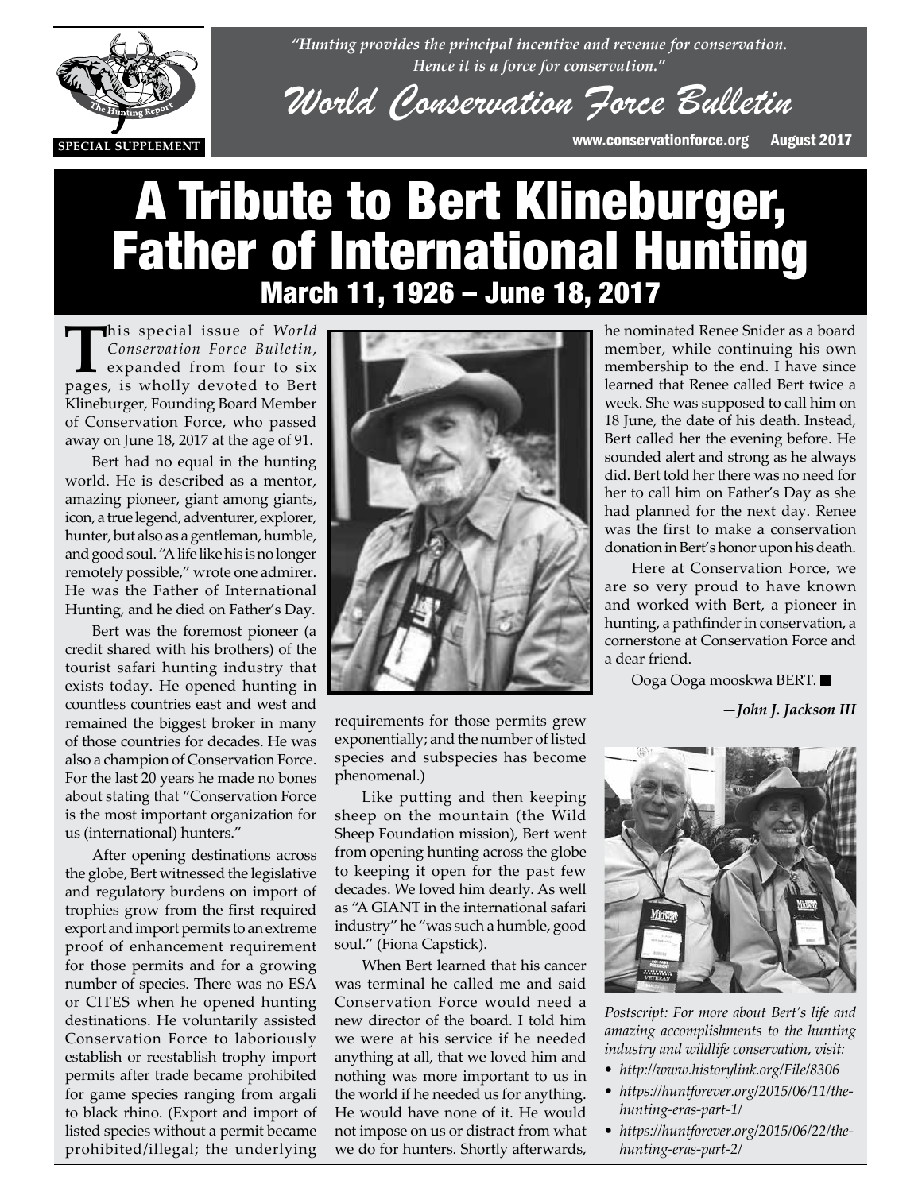*"Hunting provides the principal incentive and revenue for conservation. Hence it is a force for conservation."*

# World Conservation Force Bulletin

SPECIAL SUPPLEMENT

www.conservationforce.org August 2017

# A Tribute to Bert Klineburger, Father of International Hunting

## March 11, 1926 – June 18, 2017

This special issue of *World Conservation Force Bulletin*, expanded from four to six pages, is wholly devoted to Bert Klineburger, Founding Board Member of Conservation Force, who passed away on June 18, 2017 at the age of 91.

Bert had no equal in the hunting world. He is described as a mentor, amazing pioneer, giant among giants, icon, a true legend, adventurer, explorer, hunter, but also as a gentleman, humble, and good soul. "A life like his is no longer remotely possible," wrote one admirer. He was the Father of International Hunting, and he died on Father's Day.

Bert was the foremost pioneer (a credit shared with his brothers) of the tourist safari hunting industry that exists today. He opened hunting in countless countries east and west and remained the biggest broker in many of those countries for decades. He was also a champion of Conservation Force. For the last 20 years he made no bones about stating that "Conservation Force is the most important organization for us (international) hunters."

After opening destinations across the globe, Bert witnessed the legislative and regulatory burdens on import of trophies grow from the first required export and import permits to an extreme proof of enhancement requirement for those permits and for a growing number of species. There was no ESA or CITES when he opened hunting destinations. He voluntarily assisted Conservation Force to laboriously establish or reestablish trophy import permits after trade became prohibited for game species ranging from argali to black rhino. (Export and import of listed species without a permit became prohibited/illegal; the underlying requirements for those permits grew exponentially; and the number of listed species and subspecies has become phenomenal.)

Like putting and then keeping sheep on the mountain (the Wild Sheep Foundation mission), Bert went from opening hunting across the globe to keeping it open for the past few decades. We loved him dearly. As well as "A GIANT in the international safari industry" he "was such a humble, good soul." (Fiona Capstick).

When Bert learned that his cancer was terminal he called me and said Conservation Force would need a new director of the board. I told him we were at his service if he needed anything at all, that we loved him and nothing was more important to us in the world if he needed us for anything. He would have none of it. He would not impose on us or distract from what we do for hunters. Shortly afterwards, he nominated Renee Snider as a board member, while continuing his own membership to the end. I have since learned that Renee called Bert twice a week. She was supposed to call him on 18 June, the date of his death. Instead, Bert called her the evening before. He sounded alert and strong as he always did. Bert told her there was no need for her to call him on Father's Day as she had planned for the next day. Renee was the first to make a conservation donation in Bert's honor upon his death.

Here at Conservation Force, we are so very proud to have known and worked with Bert, a pioneer in hunting, a pathfinder in conservation, a cornerstone at Conservation Force and a dear friend.

Ooga Ooga mooskwa BERT. ■

***—John J. Jackson III***

*Postscript: For more about Bert's life and amazing accomplishments to the hunting industry and wildlife conservation, visit:*

- *http://www.historylink.org/File/8306*
- *https://huntforever.org/2015/06/11/the-hunting-eras-part-1/*
- *https://huntforever.org/2015/06/22/the-hunting-eras-part-2/*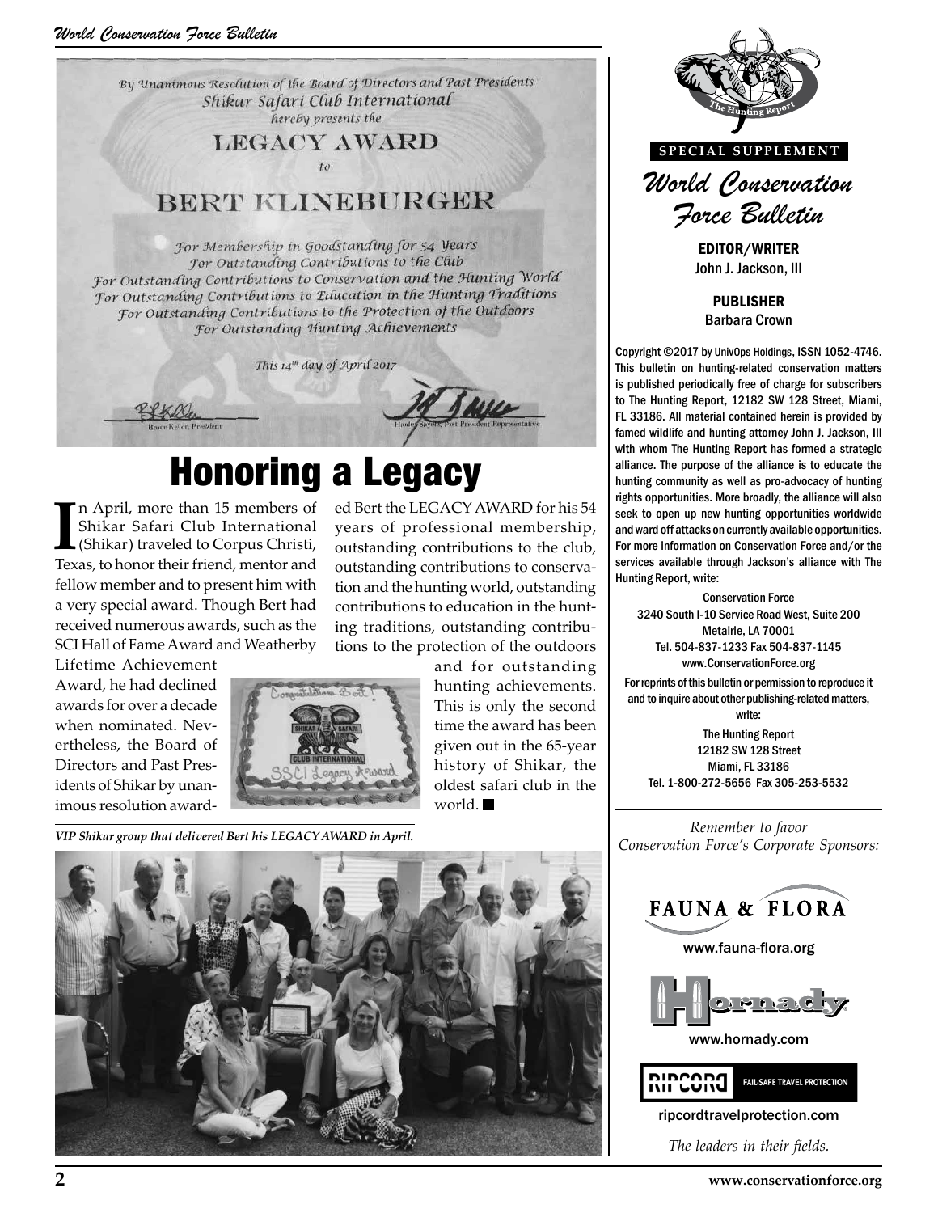By Unanimous Resolution of the Board of Directors and Past Presidents
Shikar Safari Club International
hereby presents the

LEGACY AWARD

to

BERT KLINEBURGER

For Membership in Goodstanding for 54 Years
For Outstanding Contributions to the Club
For Outstanding Contributions to Conservation and the Hunting World
For Outstanding Contributions to Education in the Hunting Traditions
For Outstanding Contributions to the Protection of the Outdoors
For Outstanding Hunting Achievements

This 14th day of April 2017

Bruce Keller, President

Hanley Sayers, Past President Representative

# Honoring a Legacy

In April, more than 15 members of Shikar Safari Club International (Shikar) traveled to Corpus Christi, Texas, to honor their friend, mentor and fellow member and to present him with a very special award. Though Bert had received numerous awards, such as the SCI Hall of Fame Award and Weatherby Lifetime Achievement Award, he had declined awards for over a decade when nominated. Nevertheless, the Board of Directors and Past Presidents of Shikar by unanimous resolution awarded Bert the LEGACY AWARD for his 54 years of professional membership, outstanding contributions to the club, outstanding contributions to conservation and the hunting world, outstanding contributions to education in the hunting traditions, outstanding contributions to the protection of the outdoors and for outstanding hunting achievements. This is only the second time the award has been given out in the 65-year history of Shikar, the oldest safari club in the world. ■

*VIP Shikar group that delivered Bert his LEGACY AWARD in April.*

SPECIAL SUPPLEMENT

## *World Conservation Force Bulletin*

**EDITOR/WRITER**
John J. Jackson, III

**PUBLISHER**
Barbara Crown

Copyright ©2017 by UnivOps Holdings, ISSN 1052-4746. This bulletin on hunting-related conservation matters is published periodically free of charge for subscribers to The Hunting Report, 12182 SW 128 Street, Miami, FL 33186. All material contained herein is provided by famed wildlife and hunting attorney John J. Jackson, III with whom The Hunting Report has formed a strategic alliance. The purpose of the alliance is to educate the hunting community as well as pro-advocacy of hunting rights opportunities. More broadly, the alliance will also seek to open up new hunting opportunities worldwide and ward off attacks on currently available opportunities. For more information on Conservation Force and/or the services available through Jackson's alliance with The Hunting Report, write:

Conservation Force
3240 South I-10 Service Road West, Suite 200
Metairie, LA 70001
Tel. 504-837-1233 Fax 504-837-1145
www.ConservationForce.org

For reprints of this bulletin or permission to reproduce it and to inquire about other publishing-related matters, write:

The Hunting Report
12182 SW 128 Street
Miami, FL 33186
Tel. 1-800-272-5656 Fax 305-253-5532

*Remember to favor Conservation Force's Corporate Sponsors:*

FAUNA & FLORA
www.fauna-flora.org

Hornady
www.hornady.com

RIPCORD FAIL-SAFE TRAVEL PROTECTION
ripcordtravelprotection.com

*The leaders in their fields.*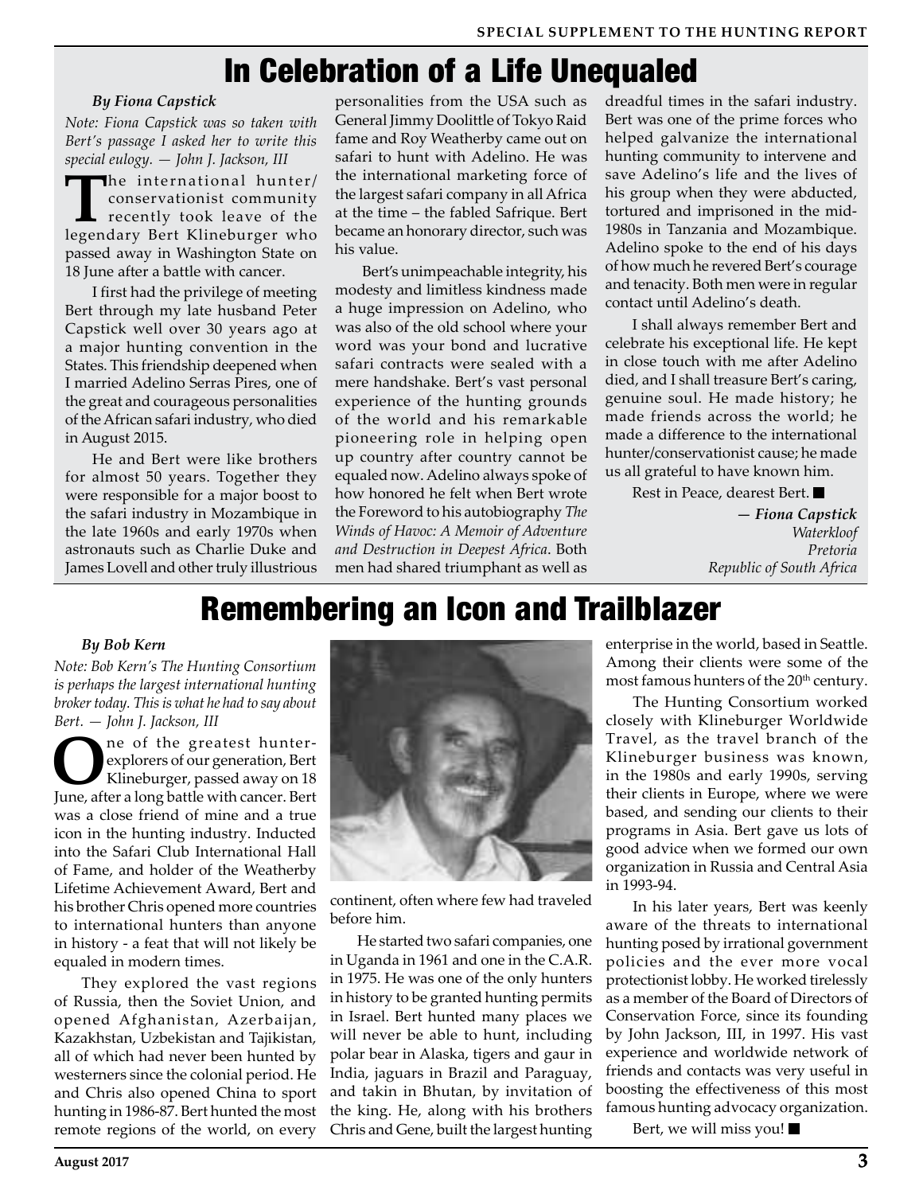# In Celebration of a Life Unequaled

*By Fiona Capstick*

*Note: Fiona Capstick was so taken with Bert's passage I asked her to write this special eulogy. — John J. Jackson, III*

The international hunter/conservationist community recently took leave of the legendary Bert Klineburger who passed away in Washington State on 18 June after a battle with cancer.

I first had the privilege of meeting Bert through my late husband Peter Capstick well over 30 years ago at a major hunting convention in the States. This friendship deepened when I married Adelino Serras Pires, one of the great and courageous personalities of the African safari industry, who died in August 2015.

He and Bert were like brothers for almost 50 years. Together they were responsible for a major boost to the safari industry in Mozambique in the late 1960s and early 1970s when astronauts such as Charlie Duke and James Lovell and other truly illustrious personalities from the USA such as General Jimmy Doolittle of Tokyo Raid fame and Roy Weatherby came out on safari to hunt with Adelino. He was the international marketing force of the largest safari company in all Africa at the time – the fabled Safrique. Bert became an honorary director, such was his value.

Bert's unimpeachable integrity, his modesty and limitless kindness made a huge impression on Adelino, who was also of the old school where your word was your bond and lucrative safari contracts were sealed with a mere handshake. Bert's vast personal experience of the hunting grounds of the world and his remarkable pioneering role in helping open up country after country cannot be equaled now. Adelino always spoke of how honored he felt when Bert wrote the Foreword to his autobiography *The Winds of Havoc: A Memoir of Adventure and Destruction in Deepest Africa*. Both men had shared triumphant as well as dreadful times in the safari industry. Bert was one of the prime forces who helped galvanize the international hunting community to intervene and save Adelino's life and the lives of his group when they were abducted, tortured and imprisoned in the mid-1980s in Tanzania and Mozambique. Adelino spoke to the end of his days of how much he revered Bert's courage and tenacity. Both men were in regular contact until Adelino's death.

I shall always remember Bert and celebrate his exceptional life. He kept in close touch with me after Adelino died, and I shall treasure Bert's caring, genuine soul. He made history; he made friends across the world; he made a difference to the international hunter/conservationist cause; he made us all grateful to have known him.

Rest in Peace, dearest Bert. ■

*— Fiona Capstick*
*Waterkloof*
*Pretoria*
*Republic of South Africa*

# Remembering an Icon and Trailblazer

*By Bob Kern*

*Note: Bob Kern's The Hunting Consortium is perhaps the largest international hunting broker today. This is what he had to say about Bert. — John J. Jackson, III*

One of the greatest hunter-explorers of our generation, Bert Klineburger, passed away on 18 June, after a long battle with cancer. Bert was a close friend of mine and a true icon in the hunting industry. Inducted into the Safari Club International Hall of Fame, and holder of the Weatherby Lifetime Achievement Award, Bert and his brother Chris opened more countries to international hunters than anyone in history - a feat that will not likely be equaled in modern times.

They explored the vast regions of Russia, then the Soviet Union, and opened Afghanistan, Azerbaijan, Kazakhstan, Uzbekistan and Tajikistan, all of which had never been hunted by westerners since the colonial period. He and Chris also opened China to sport hunting in 1986-87. Bert hunted the most remote regions of the world, on every continent, often where few had traveled before him.

He started two safari companies, one in Uganda in 1961 and one in the C.A.R. in 1975. He was one of the only hunters in history to be granted hunting permits in Israel. Bert hunted many places we will never be able to hunt, including polar bear in Alaska, tigers and gaur in India, jaguars in Brazil and Paraguay, and takin in Bhutan, by invitation of the king. He, along with his brothers Chris and Gene, built the largest hunting enterprise in the world, based in Seattle. Among their clients were some of the most famous hunters of the 20th century.

The Hunting Consortium worked closely with Klineburger Worldwide Travel, as the travel branch of the Klineburger business was known, in the 1980s and early 1990s, serving their clients in Europe, where we were based, and sending our clients to their programs in Asia. Bert gave us lots of good advice when we formed our own organization in Russia and Central Asia in 1993-94.

In his later years, Bert was keenly aware of the threats to international hunting posed by irrational government policies and the ever more vocal protectionist lobby. He worked tirelessly as a member of the Board of Directors of Conservation Force, since its founding by John Jackson, III, in 1997. His vast experience and worldwide network of friends and contacts was very useful in boosting the effectiveness of this most famous hunting advocacy organization.

Bert, we will miss you! ■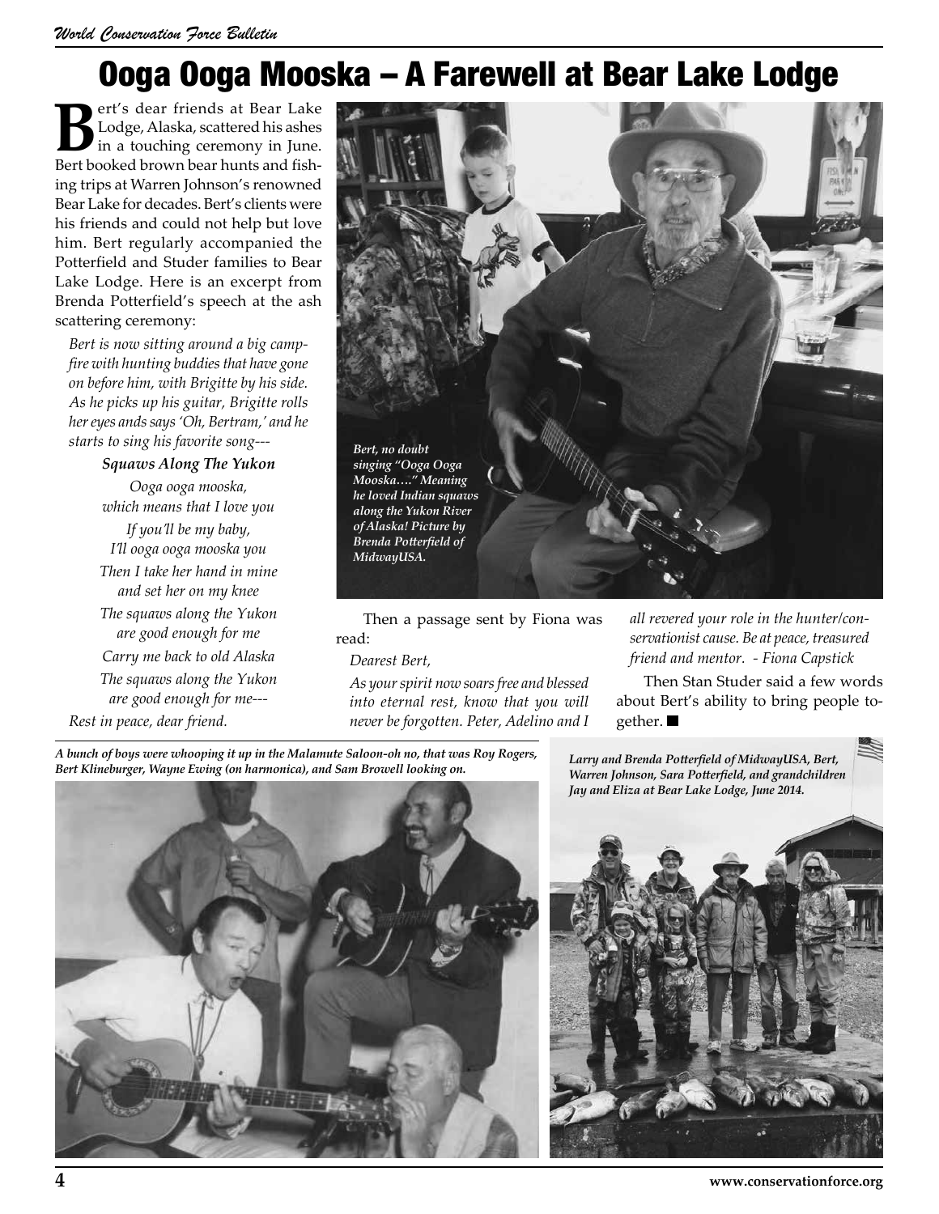# Ooga Ooga Mooska – A Farewell at Bear Lake Lodge

Bert's dear friends at Bear Lake Lodge, Alaska, scattered his ashes in a touching ceremony in June. Bert booked brown bear hunts and fishing trips at Warren Johnson's renowned Bear Lake for decades. Bert's clients were his friends and could not help but love him. Bert regularly accompanied the Potterfield and Studer families to Bear Lake Lodge. Here is an excerpt from Brenda Potterfield's speech at the ash scattering ceremony:

*Bert is now sitting around a big campfire with hunting buddies that have gone on before him, with Brigitte by his side. As he picks up his guitar, Brigitte rolls her eyes ands says 'Oh, Bertram,' and he starts to sing his favorite song---*

***Squaws Along The Yukon***

*Ooga ooga mooska,*
*which means that I love you*
*If you'll be my baby,*
*I'll ooga ooga mooska you*
*Then I take her hand in mine*
*and set her on my knee*
*The squaws along the Yukon*
*are good enough for me*
*Carry me back to old Alaska*
*The squaws along the Yukon*
*are good enough for me---*

*Rest in peace, dear friend.*

***Bert, no doubt singing "Ooga Ooga Mooska…." Meaning he loved Indian squaws along the Yukon River of Alaska! Picture by Brenda Potterfield of MidwayUSA.***

Then a passage sent by Fiona was read:

*Dearest Bert,*

*As your spirit now soars free and blessed into eternal rest, know that you will never be forgotten. Peter, Adelino and I all revered your role in the hunter/conservationist cause. Be at peace, treasured friend and mentor. - Fiona Capstick*

Then Stan Studer said a few words about Bert's ability to bring people together. ■

***A bunch of boys were whooping it up in the Malamute Saloon-oh no, that was Roy Rogers, Bert Klineburger, Wayne Ewing (on harmonica), and Sam Browell looking on.***

***Larry and Brenda Potterfield of MidwayUSA, Bert, Warren Johnson, Sara Potterfield, and grandchildren Jay and Eliza at Bear Lake Lodge, June 2014.***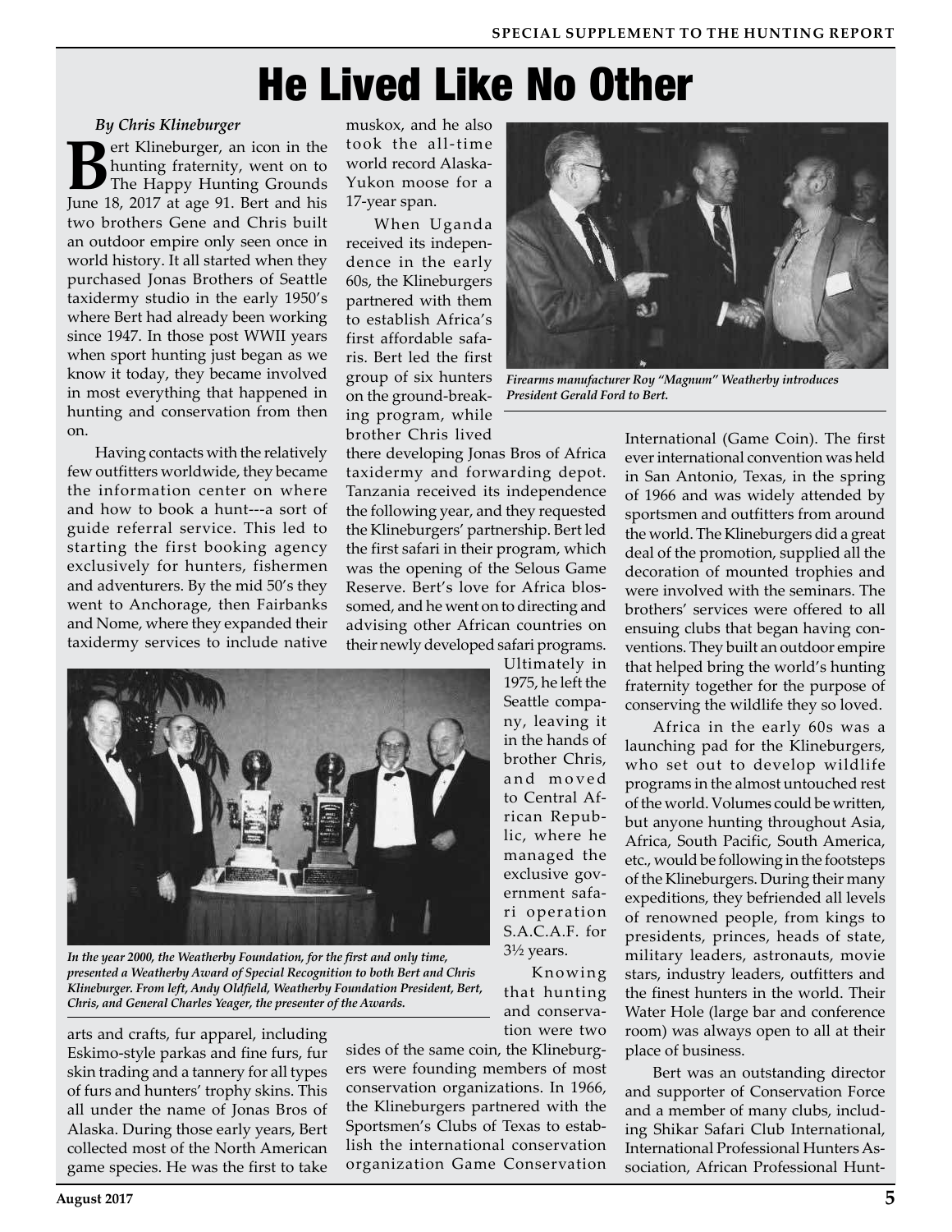# He Lived Like No Other

*By Chris Klineburger*

Bert Klineburger, an icon in the hunting fraternity, went on to The Happy Hunting Grounds June 18, 2017 at age 91. Bert and his two brothers Gene and Chris built an outdoor empire only seen once in world history. It all started when they purchased Jonas Brothers of Seattle taxidermy studio in the early 1950's where Bert had already been working since 1947. In those post WWII years when sport hunting just began as we know it today, they became involved in most everything that happened in hunting and conservation from then on.

Having contacts with the relatively few outfitters worldwide, they became the information center on where and how to book a hunt---a sort of guide referral service. This led to starting the first booking agency exclusively for hunters, fishermen and adventurers. By the mid 50's they went to Anchorage, then Fairbanks and Nome, where they expanded their taxidermy services to include native arts and crafts, fur apparel, including Eskimo-style parkas and fine furs, fur skin trading and a tannery for all types of furs and hunters' trophy skins. This all under the name of Jonas Bros of Alaska. During those early years, Bert collected most of the North American game species. He was the first to take muskox, and he also took the all-time world record Alaska-Yukon moose for a 17-year span.

When Uganda received its independence in the early 60s, the Klineburgers partnered with them to establish Africa's first affordable safaris. Bert led the first group of six hunters on the ground-breaking program, while brother Chris lived there developing Jonas Bros of Africa taxidermy and forwarding depot. Tanzania received its independence the following year, and they requested the Klineburgers' partnership. Bert led the first safari in their program, which was the opening of the Selous Game Reserve. Bert's love for Africa blossomed, and he went on to directing and advising other African countries on their newly developed safari programs. Ultimately in 1975, he left the Seattle company, leaving it in the hands of brother Chris, and moved to Central African Republic, where he managed the exclusive government safari operation S.A.C.A.F. for 3½ years.

*Firearms manufacturer Roy "Magnum" Weatherby introduces President Gerald Ford to Bert.*

*In the year 2000, the Weatherby Foundation, for the first and only time, presented a Weatherby Award of Special Recognition to both Bert and Chris Klineburger. From left, Andy Oldfield, Weatherby Foundation President, Bert, Chris, and General Charles Yeager, the presenter of the Awards.*

Knowing that hunting and conservation were two sides of the same coin, the Klineburgers were founding members of most conservation organizations. In 1966, the Klineburgers partnered with the Sportsmen's Clubs of Texas to establish the international conservation organization Game Conservation International (Game Coin). The first ever international convention was held in San Antonio, Texas, in the spring of 1966 and was widely attended by sportsmen and outfitters from around the world. The Klineburgers did a great deal of the promotion, supplied all the decoration of mounted trophies and were involved with the seminars. The brothers' services were offered to all ensuing clubs that began having conventions. They built an outdoor empire that helped bring the world's hunting fraternity together for the purpose of conserving the wildlife they so loved.

Africa in the early 60s was a launching pad for the Klineburgers, who set out to develop wildlife programs in the almost untouched rest of the world. Volumes could be written, but anyone hunting throughout Asia, Africa, South Pacific, South America, etc., would be following in the footsteps of the Klineburgers. During their many expeditions, they befriended all levels of renowned people, from kings to presidents, princes, heads of state, military leaders, astronauts, movie stars, industry leaders, outfitters and the finest hunters in the world. Their Water Hole (large bar and conference room) was always open to all at their place of business.

Bert was an outstanding director and supporter of Conservation Force and a member of many clubs, including Shikar Safari Club International, International Professional Hunters Association, African Professional Hunt-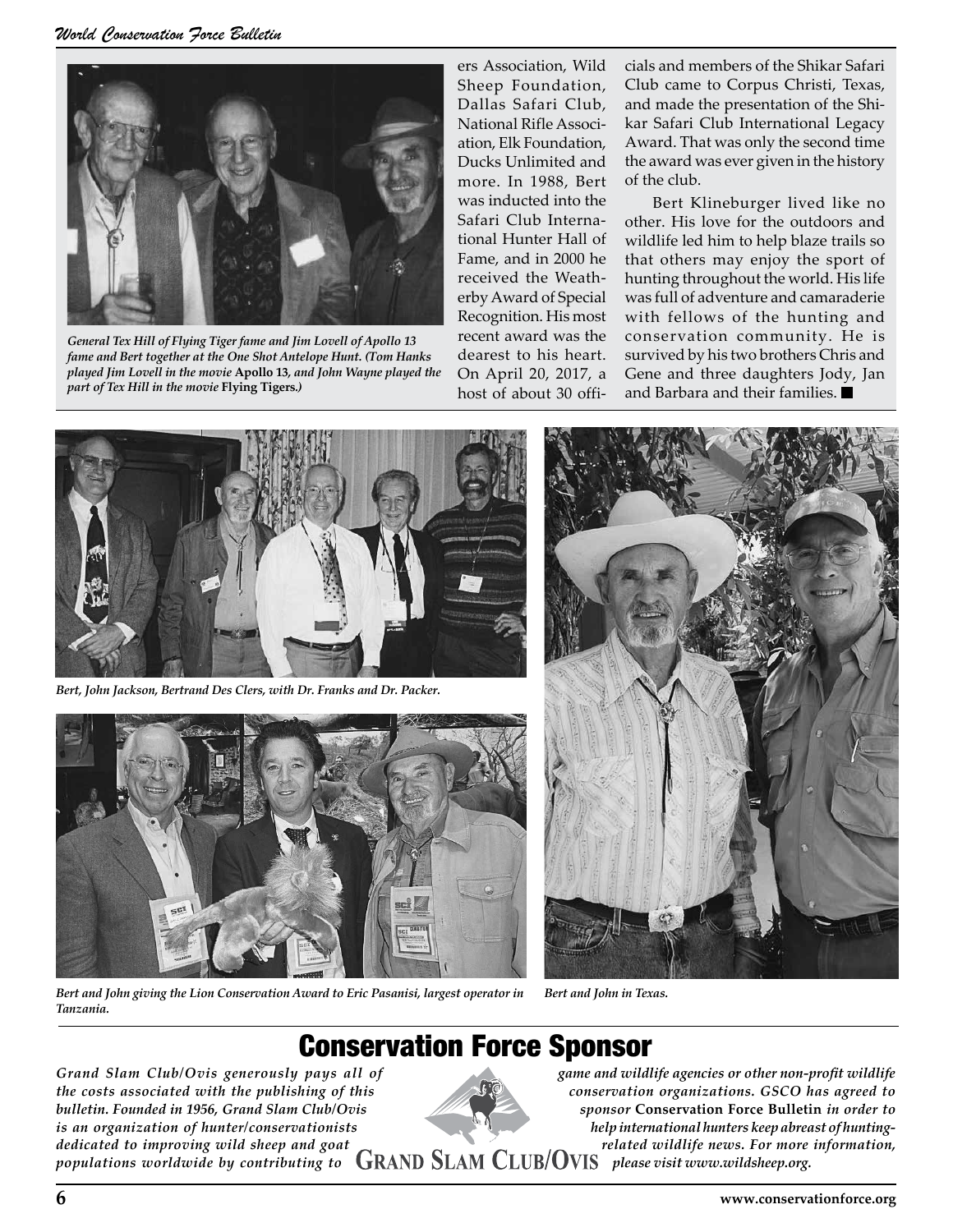*General Tex Hill of Flying Tiger fame and Jim Lovell of Apollo 13 fame and Bert together at the One Shot Antelope Hunt. (Tom Hanks played Jim Lovell in the movie* **Apollo 13***, and John Wayne played the part of Tex Hill in the movie* **Flying Tigers***.)*

ers Association, Wild Sheep Foundation, Dallas Safari Club, National Rifle Association, Elk Foundation, Ducks Unlimited and more. In 1988, Bert was inducted into the Safari Club International Hunter Hall of Fame, and in 2000 he received the Weatherby Award of Special Recognition. His most recent award was the dearest to his heart. On April 20, 2017, a host of about 30 officials and members of the Shikar Safari Club came to Corpus Christi, Texas, and made the presentation of the Shikar Safari Club International Legacy Award. That was only the second time the award was ever given in the history of the club.

Bert Klineburger lived like no other. His love for the outdoors and wildlife led him to help blaze trails so that others may enjoy the sport of hunting throughout the world. His life was full of adventure and camaraderie with fellows of the hunting and conservation community. He is survived by his two brothers Chris and Gene and three daughters Jody, Jan and Barbara and their families. ■

*Bert, John Jackson, Bertrand Des Clers, with Dr. Franks and Dr. Packer.*

*Bert and John giving the Lion Conservation Award to Eric Pasanisi, largest operator in Tanzania.*

*Bert and John in Texas.*

## Conservation Force Sponsor

*Grand Slam Club/Ovis generously pays all of the costs associated with the publishing of this bulletin. Founded in 1956, Grand Slam Club/Ovis is an organization of hunter/conservationists dedicated to improving wild sheep and goat populations worldwide by contributing to game and wildlife agencies or other non-profit wildlife conservation organizations. GSCO has agreed to sponsor* **Conservation Force Bulletin** *in order to help international hunters keep abreast of hunting-related wildlife news. For more information, please visit www.wildsheep.org.*

GRAND SLAM CLUB/OVIS